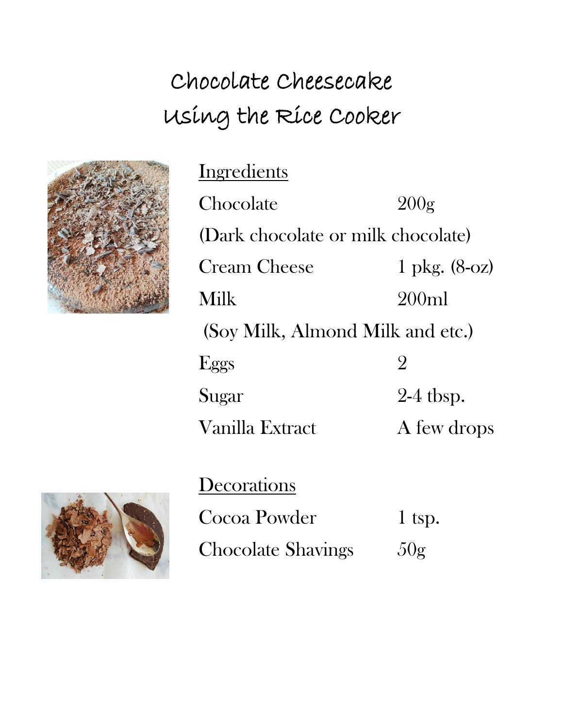# Chocolate Cheesecake Using the Rice Cooker

## Ingredients

| | |
|---|---|
| Chocolate | 200g |
| (Dark chocolate or milk chocolate) | |
| Cream Cheese | 1 pkg. (8-oz) |
| Milk | 200ml |
| (Soy Milk, Almond Milk and etc.) | |
| Eggs | 2 |
| Sugar | 2-4 tbsp. |
| Vanilla Extract | A few drops |

## Decorations

| | |
|---|---|
| Cocoa Powder | 1 tsp. |
| Chocolate Shavings | 50g |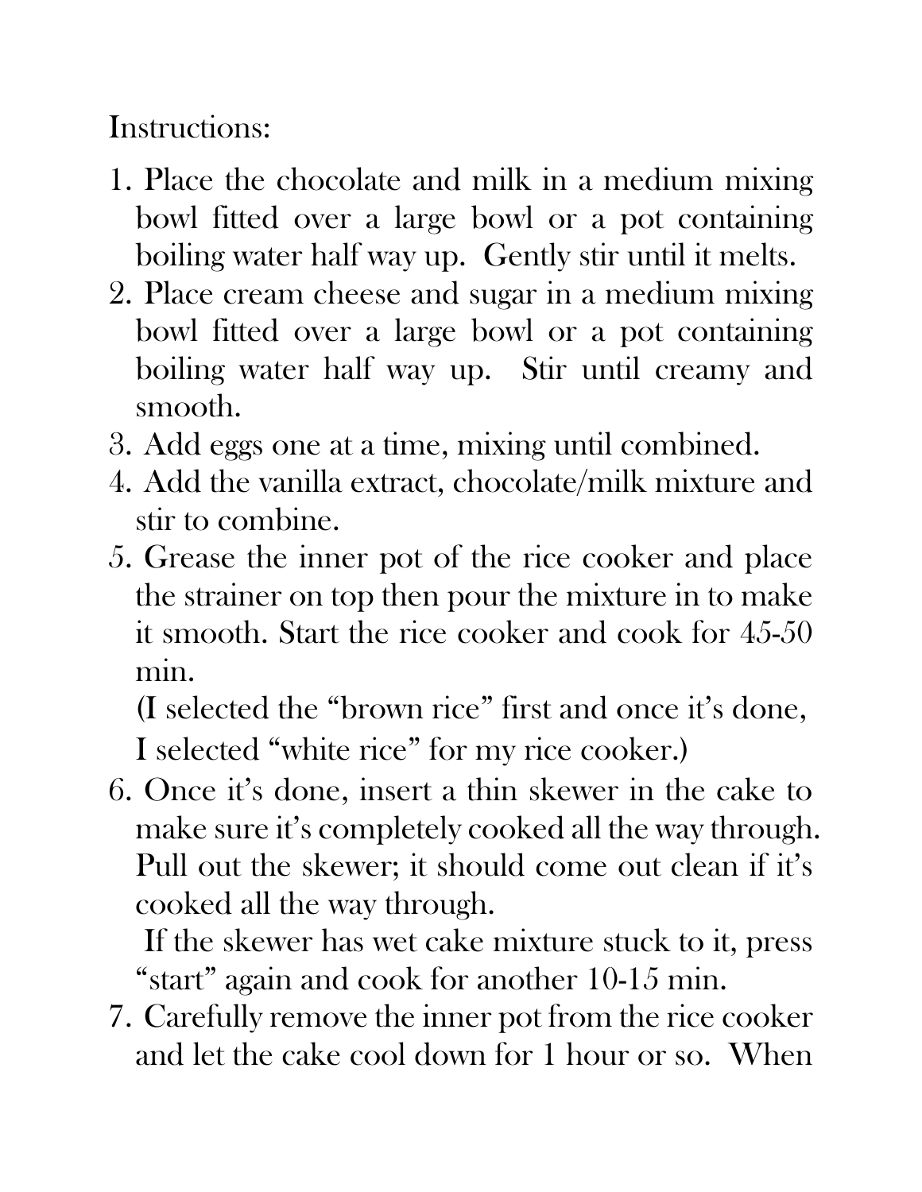Instructions:

1. Place the chocolate and milk in a medium mixing bowl fitted over a large bowl or a pot containing boiling water half way up. Gently stir until it melts.
2. Place cream cheese and sugar in a medium mixing bowl fitted over a large bowl or a pot containing boiling water half way up. Stir until creamy and smooth.
3. Add eggs one at a time, mixing until combined.
4. Add the vanilla extract, chocolate/milk mixture and stir to combine.
5. Grease the inner pot of the rice cooker and place the strainer on top then pour the mixture in to make it smooth. Start the rice cooker and cook for 45-50 min.

   (I selected the "brown rice" first and once it's done, I selected "white rice" for my rice cooker.)
6. Once it's done, insert a thin skewer in the cake to make sure it's completely cooked all the way through. Pull out the skewer; it should come out clean if it's cooked all the way through.

   If the skewer has wet cake mixture stuck to it, press "start" again and cook for another 10-15 min.
7. Carefully remove the inner pot from the rice cooker and let the cake cool down for 1 hour or so. When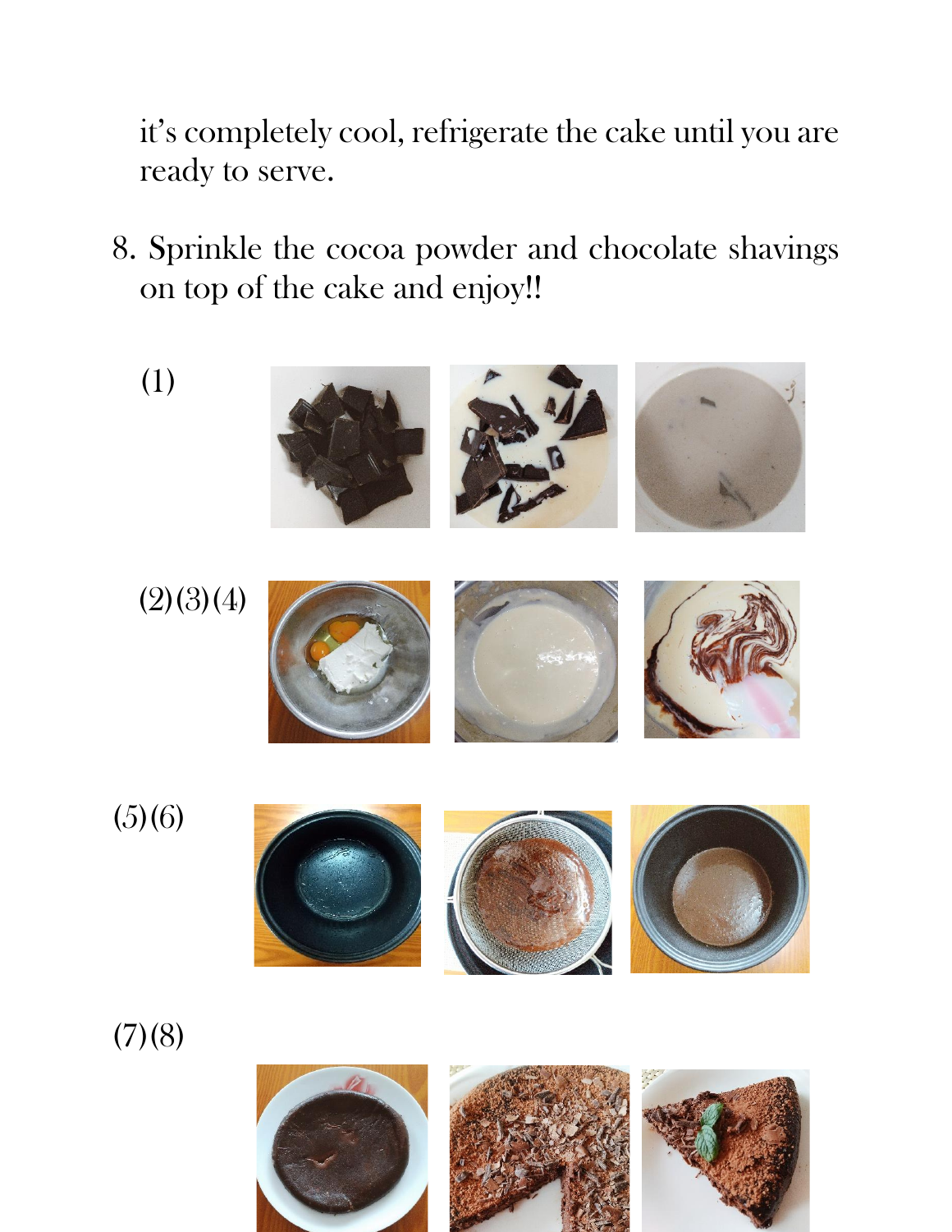it's completely cool, refrigerate the cake until you are ready to serve.

8. Sprinkle the cocoa powder and chocolate shavings on top of the cake and enjoy!!

(1)

(2)(3)(4)

(5)(6)

(7)(8)